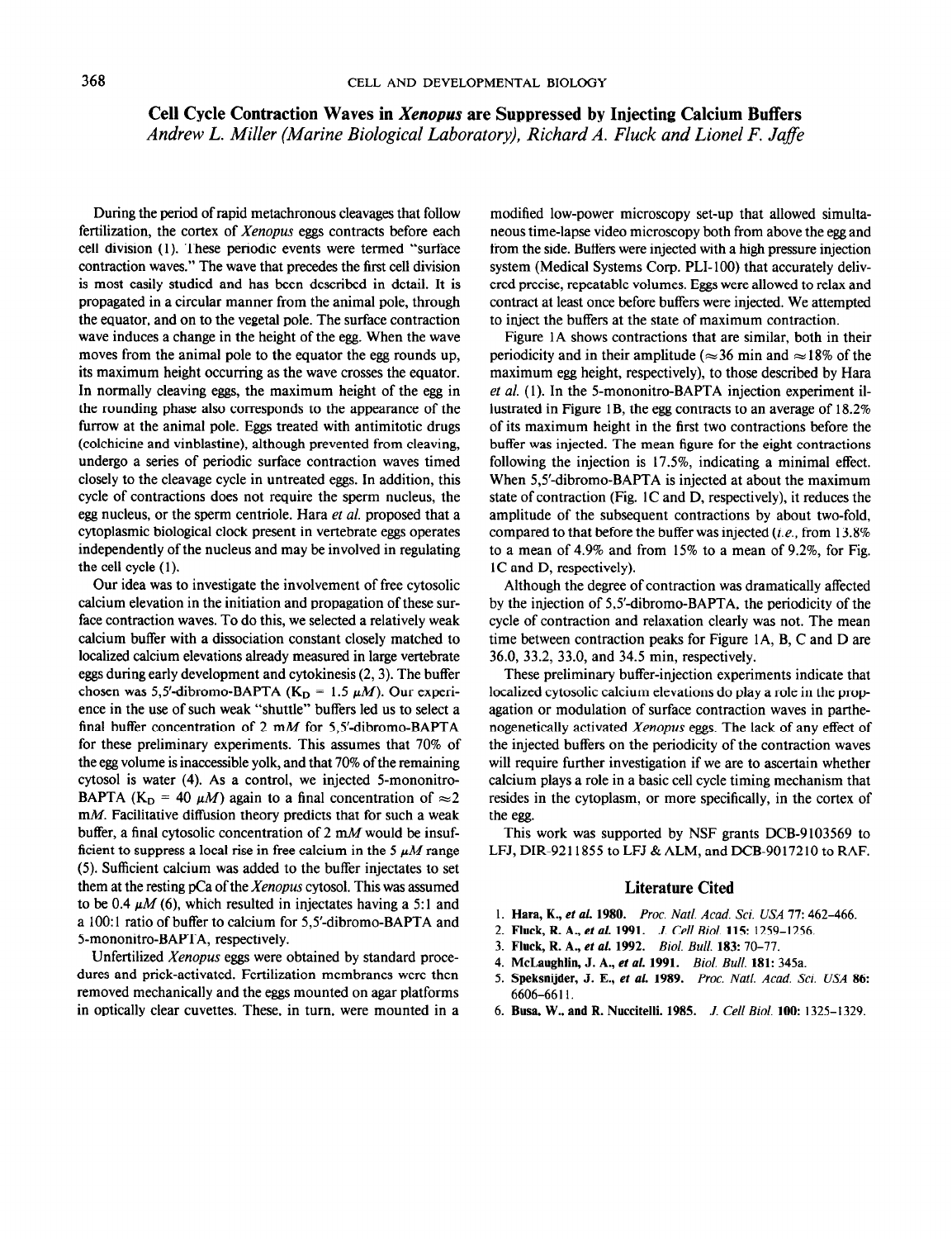## Cell Cycle Contraction Waves in *Xenopus* are Suppressed by Injecting Calcium Buffers

*Andrew L. Miller (Marine Biological Laboratory), Richard A. Fluck and Lionel F. Jaffe*

During the period of rapid metachronous cleavages that follow fertilization, the cortex of *Xenopus* eggs contracts before each cell division (1). These periodic events were termed "surface contraction waves." The wave that precedes the first cell division is most easily studied and has been described in detail. It is propagated in a circular manner from the animal pole, through the equator, and on to the vegetal pole. The surface contraction wave induces a change in the height of the egg. When the wave moves from the animal pole to the equator the egg rounds up, its maximum height occurring as the wave crosses the equator. In normally cleaving eggs, the maximum height of the egg in the rounding phase also corresponds to the appearance of the furrow at the animal pole. Eggs treated with antimitotic drugs (colchicine and vinblastine), although prevented from cleaving, undergo a series of periodic surface contraction waves timed closely to the cleavage cycle in untreated eggs. In addition, this cycle of contractions does not require the sperm nucleus, the egg nucleus, or the sperm centriole. Hara *et al.* proposed that a cytoplasmic biological clock present in vertebrate eggs operates independently of the nucleus and may be involved in regulating the cell cycle (1).

Our idea was to investigate the involvement of free cytosolic calcium elevation in the initiation and propagation of these surface contraction waves. To do this, we selected a relatively weak calcium buffer with a dissociation constant closely matched to localized calcium elevations already measured in large vertebrate eggs during early development and cytokinesis (2, 3). The buffer chosen was 5,5′-dibromo-BAPTA ($K_D$ = 1.5 $\mu M$). Our experience in the use of such weak "shuttle" buffers led us to select a final buffer concentration of 2 m$M$ for 5,5′-dibromo-BAPTA for these preliminary experiments. This assumes that 70% of the egg volume is inaccessible yolk, and that 70% of the remaining cytosol is water (4). As a control, we injected 5-mononitro-BAPTA ($K_D$ = 40 $\mu M$) again to a final concentration of ≈2 m$M$. Facilitative diffusion theory predicts that for such a weak buffer, a final cytosolic concentration of 2 m$M$ would be insufficient to suppress a local rise in free calcium in the 5 $\mu M$ range (5). Sufficient calcium was added to the buffer injectates to set them at the resting pCa of the *Xenopus* cytosol. This was assumed to be 0.4 $\mu M$ (6), which resulted in injectates having a 5:1 and a 100:1 ratio of buffer to calcium for 5,5′-dibromo-BAPTA and 5-mononitro-BAPTA, respectively.

Unfertilized *Xenopus* eggs were obtained by standard procedures and prick-activated. Fertilization membranes were then removed mechanically and the eggs mounted on agar platforms in optically clear cuvettes. These, in turn, were mounted in a modified low-power microscopy set-up that allowed simultaneous time-lapse video microscopy both from above the egg and from the side. Buffers were injected with a high pressure injection system (Medical Systems Corp. PLI-100) that accurately delivered precise, repeatable volumes. Eggs were allowed to relax and contract at least once before buffers were injected. We attempted to inject the buffers at the state of maximum contraction.

Figure 1A shows contractions that are similar, both in their periodicity and in their amplitude (≈36 min and ≈18% of the maximum egg height, respectively), to those described by Hara *et al.* (1). In the 5-mononitro-BAPTA injection experiment illustrated in Figure 1B, the egg contracts to an average of 18.2% of its maximum height in the first two contractions before the buffer was injected. The mean figure for the eight contractions following the injection is 17.5%, indicating a minimal effect. When 5,5′-dibromo-BAPTA is injected at about the maximum state of contraction (Fig. 1C and D, respectively), it reduces the amplitude of the subsequent contractions by about two-fold, compared to that before the buffer was injected (*i.e.*, from 13.8% to a mean of 4.9% and from 15% to a mean of 9.2%, for Fig. 1C and D, respectively).

Although the degree of contraction was dramatically affected by the injection of 5,5′-dibromo-BAPTA, the periodicity of the cycle of contraction and relaxation clearly was not. The mean time between contraction peaks for Figure 1A, B, C and D are 36.0, 33.2, 33.0, and 34.5 min, respectively.

These preliminary buffer-injection experiments indicate that localized cytosolic calcium elevations do play a role in the propagation or modulation of surface contraction waves in parthenogenetically activated *Xenopus* eggs. The lack of any effect of the injected buffers on the periodicity of the contraction waves will require further investigation if we are to ascertain whether calcium plays a role in a basic cell cycle timing mechanism that resides in the cytoplasm, or more specifically, in the cortex of the egg.

This work was supported by NSF grants DCB-9103569 to LFJ, DIR-9211855 to LFJ & ALM, and DCB-9017210 to RAF.

### Literature Cited

1. **Hara, K., *et al.* 1980.** *Proc. Natl. Acad. Sci. USA* **77**: 462–466.
2. **Fluck, R. A., *et al.* 1991.** *J. Cell Biol.* **115**: 1259–1256.
3. **Fluck, R. A., *et al.* 1992.** *Biol. Bull.* **183**: 70–77.
4. **McLaughlin, J. A., *et al.* 1991.** *Biol. Bull.* **181**: 345a.
5. **Speksnijder, J. E., *et al.* 1989.** *Proc. Natl. Acad. Sci. USA* **86**: 6606–6611.
6. **Busa, W., and R. Nuccitelli. 1985.** *J. Cell Biol.* **100**: 1325–1329.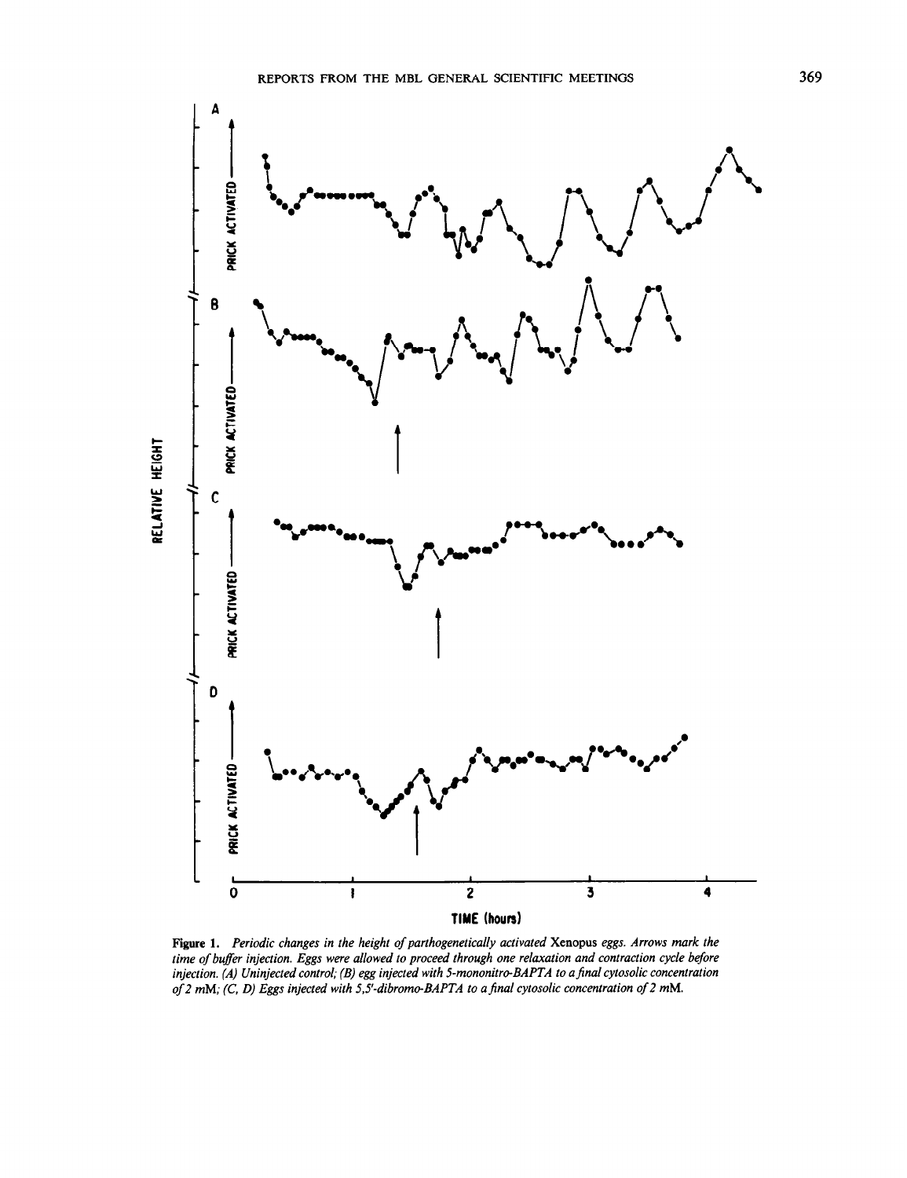A

B

C

D

PRICK ACTIVATED

PRICK ACTIVATED

PRICK ACTIVATED

PRICK ACTIVATED

RELATIVE HEIGHT

0 1 2 3 4

TIME (hours)

**Figure 1.** *Periodic changes in the height of parthenogenetically activated* Xenopus *eggs. Arrows mark the time of buffer injection. Eggs were allowed to proceed through one relaxation and contraction cycle before injection. (A) Uninjected control; (B) egg injected with 5-mononitro-BAPTA to a final cytosolic concentration of 2 mM; (C, D) Eggs injected with 5,5'-dibromo-BAPTA to a final cytosolic concentration of 2 mM.*